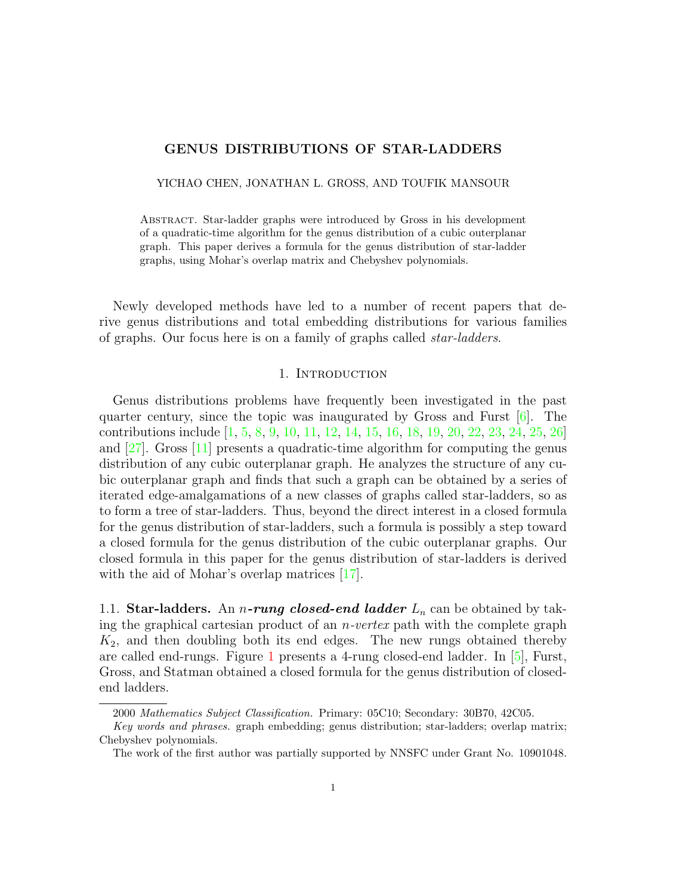# GENUS DISTRIBUTIONS OF STAR-LADDERS

YICHAO CHEN, JONATHAN L. GROSS, AND TOUFIK MANSOUR

Abstract. Star-ladder graphs were introduced by Gross in his development of a quadratic-time algorithm for the genus distribution of a cubic outerplanar graph. This paper derives a formula for the genus distribution of star-ladder graphs, using Mohar's overlap matrix and Chebyshev polynomials.

Newly developed methods have led to a number of recent papers that derive genus distributions and total embedding distributions for various families of graphs. Our focus here is on a family of graphs called *star-ladders*.

## 1. Introduction

Genus distributions problems have frequently been investigated in the past quarter century, since the topic was inaugurated by Gross and Furst [6]. The contributions include [1, 5, 8, 9, 10, 11, 12, 14, 15, 16, 18, 19, 20, 22, 23, 24, 25, 26] and [27]. Gross [11] presents a quadratic-time algorithm for computing the genus distribution of any cubic outerplanar graph. He analyzes the structure of any cubic outerplanar graph and finds that such a graph can be obtained by a series of iterated edge-amalgamations of a new classes of graphs called star-ladders, so as to form a tree of star-ladders. Thus, beyond the direct interest in a closed formula for the genus distribution of star-ladders, such a formula is possibly a step toward a closed formula for the genus distribution of the cubic outerplanar graphs. Our closed formula in this paper for the genus distribution of star-ladders is derived with the aid of Mohar's overlap matrices [17].

1.1. **Star-ladders.** An $n$***-rung closed-end ladder*** $L_n$ can be obtained by taking the graphical cartesian product of an $n$*-vertex* path with the complete graph $K_2$, and then doubling both its end edges. The new rungs obtained thereby are called end-rungs. Figure 1 presents a 4-rung closed-end ladder. In [5], Furst, Gross, and Statman obtained a closed formula for the genus distribution of closed-end ladders.

2000 *Mathematics Subject Classification.* Primary: 05C10; Secondary: 30B70, 42C05.

*Key words and phrases.* graph embedding; genus distribution; star-ladders; overlap matrix; Chebyshev polynomials.

The work of the first author was partially supported by NNSFC under Grant No. 10901048.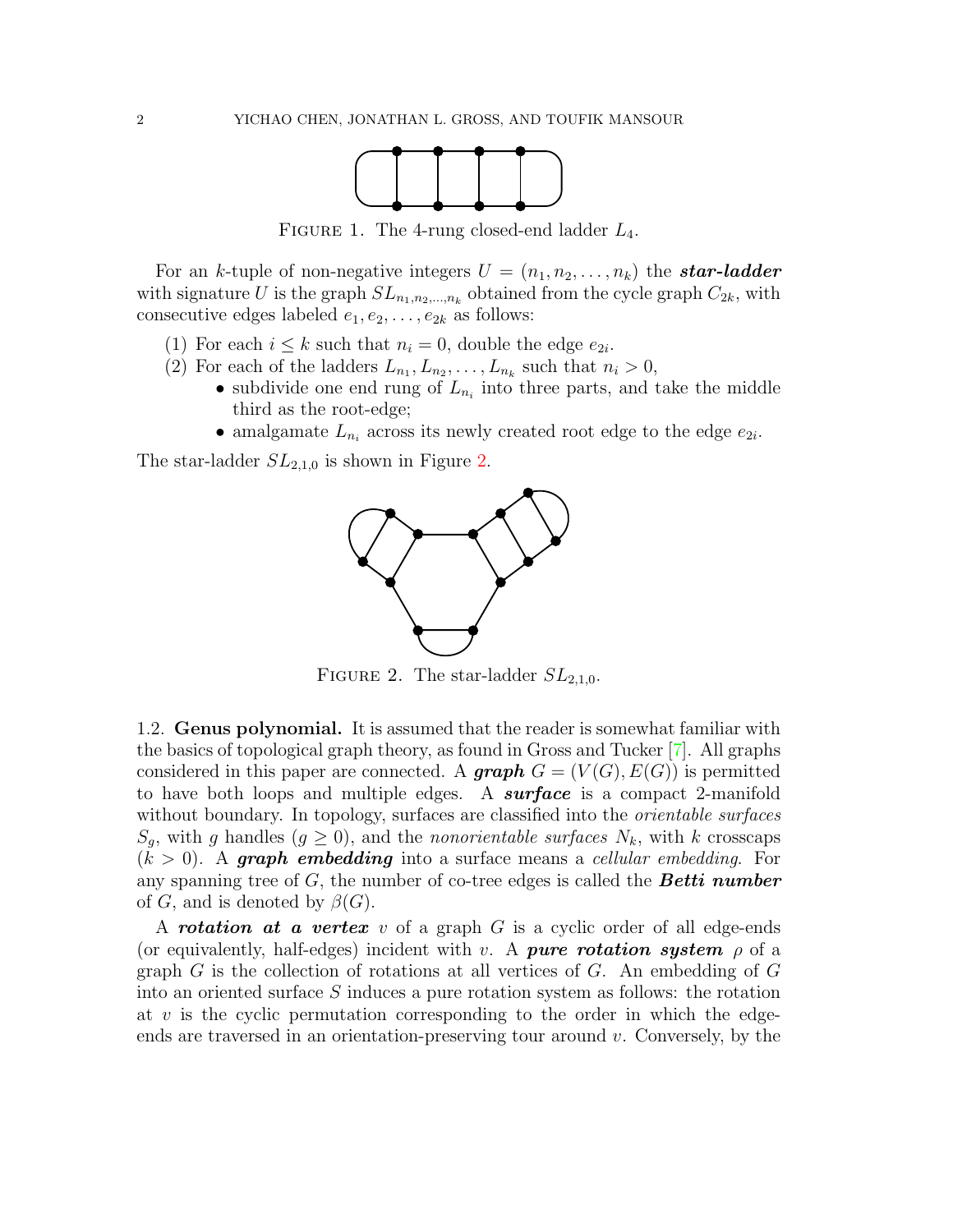FIGURE 1. The 4-rung closed-end ladder $L_4$.

For an $k$-tuple of non-negative integers $U = (n_1, n_2, \ldots, n_k)$ the ***star-ladder*** with signature $U$ is the graph $SL_{n_1,n_2,\ldots,n_k}$ obtained from the cycle graph $C_{2k}$, with consecutive edges labeled $e_1, e_2, \ldots, e_{2k}$ as follows:

(1) For each $i \le k$ such that $n_i = 0$, double the edge $e_{2i}$.
(2) For each of the ladders $L_{n_1}, L_{n_2}, \ldots, L_{n_k}$ such that $n_i > 0$,
   - subdivide one end rung of $L_{n_i}$ into three parts, and take the middle third as the root-edge;
   - amalgamate $L_{n_i}$ across its newly created root edge to the edge $e_{2i}$.

The star-ladder $SL_{2,1,0}$ is shown in Figure 2.

FIGURE 2. The star-ladder $SL_{2,1,0}$.

1.2. **Genus polynomial.** It is assumed that the reader is somewhat familiar with the basics of topological graph theory, as found in Gross and Tucker [7]. All graphs considered in this paper are connected. A ***graph*** $G = (V(G), E(G))$ is permitted to have both loops and multiple edges. A ***surface*** is a compact 2-manifold without boundary. In topology, surfaces are classified into the *orientable surfaces* $S_g$, with $g$ handles ($g \ge 0$), and the *nonorientable surfaces* $N_k$, with $k$ crosscaps ($k > 0$). A ***graph embedding*** into a surface means a *cellular embedding*. For any spanning tree of $G$, the number of co-tree edges is called the ***Betti number*** of $G$, and is denoted by $\beta(G)$.

A ***rotation at a vertex*** $v$ of a graph $G$ is a cyclic order of all edge-ends (or equivalently, half-edges) incident with $v$. A ***pure rotation system*** $\rho$ of a graph $G$ is the collection of rotations at all vertices of $G$. An embedding of $G$ into an oriented surface $S$ induces a pure rotation system as follows: the rotation at $v$ is the cyclic permutation corresponding to the order in which the edge-ends are traversed in an orientation-preserving tour around $v$. Conversely, by the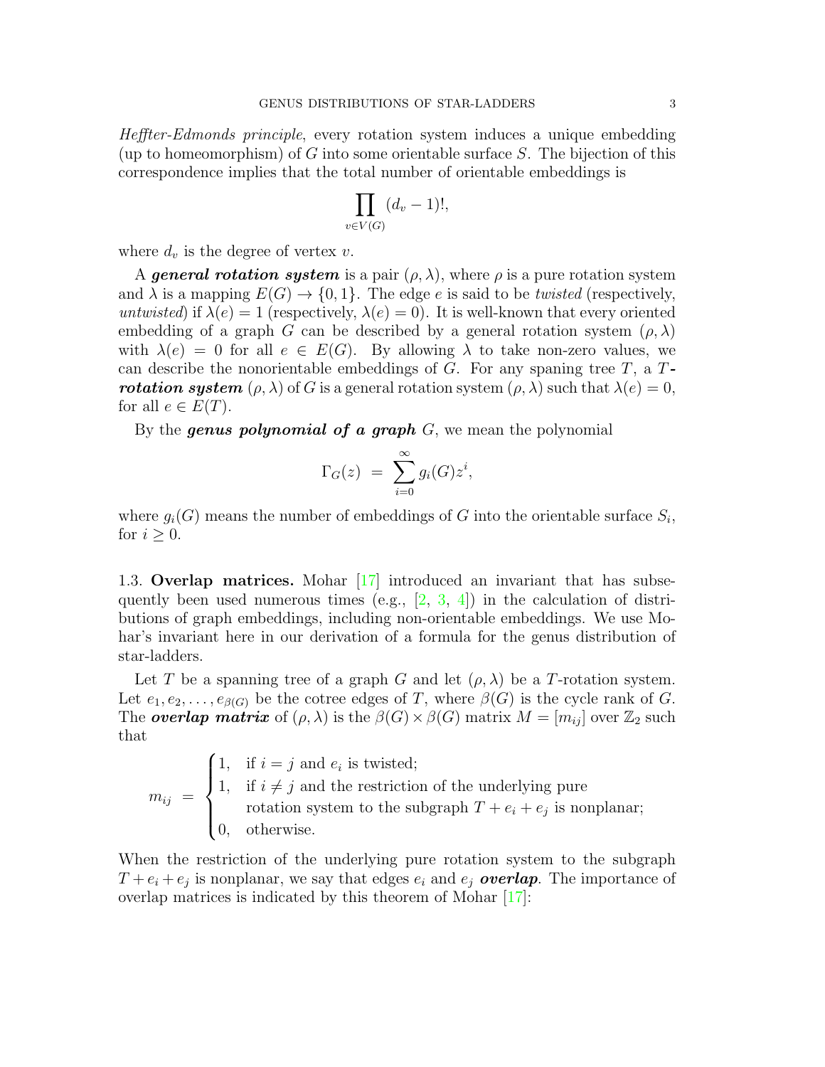*Heffter-Edmonds principle*, every rotation system induces a unique embedding (up to homeomorphism) of $G$ into some orientable surface $S$. The bijection of this correspondence implies that the total number of orientable embeddings is

$$\prod_{v \in V(G)} (d_v - 1)!,$$

where $d_v$ is the degree of vertex $v$.

A ***general rotation system*** is a pair $(\rho, \lambda)$, where $\rho$ is a pure rotation system and $\lambda$ is a mapping $E(G) \to \{0, 1\}$. The edge $e$ is said to be *twisted* (respectively, *untwisted*) if $\lambda(e) = 1$ (respectively, $\lambda(e) = 0$). It is well-known that every oriented embedding of a graph $G$ can be described by a general rotation system $(\rho, \lambda)$ with $\lambda(e) = 0$ for all $e \in E(G)$. By allowing $\lambda$ to take non-zero values, we can describe the nonorientable embeddings of $G$. For any spaning tree $T$, a ***$T$-rotation system*** $(\rho, \lambda)$ of $G$ is a general rotation system $(\rho, \lambda)$ such that $\lambda(e) = 0$, for all $e \in E(T)$.

By the ***genus polynomial of a graph*** $G$, we mean the polynomial

$$\Gamma_G(z) \ = \ \sum_{i=0}^{\infty} g_i(G) z^i,$$

where $g_i(G)$ means the number of embeddings of $G$ into the orientable surface $S_i$, for $i \geq 0$.

1.3. **Overlap matrices.** Mohar [17] introduced an invariant that has subsequently been used numerous times (e.g., [2, 3, 4]) in the calculation of distributions of graph embeddings, including non-orientable embeddings. We use Mohar's invariant here in our derivation of a formula for the genus distribution of star-ladders.

Let $T$ be a spanning tree of a graph $G$ and let $(\rho, \lambda)$ be a $T$-rotation system. Let $e_1, e_2, \ldots, e_{\beta(G)}$ be the cotree edges of $T$, where $\beta(G)$ is the cycle rank of $G$. The ***overlap matrix*** of $(\rho, \lambda)$ is the $\beta(G) \times \beta(G)$ matrix $M = [m_{ij}]$ over $\mathbb{Z}_2$ such that

$$m_{ij} \ = \ \begin{cases} 1, & \text{if } i = j \text{ and } e_i \text{ is twisted;} \\ 1, & \text{if } i \neq j \text{ and the restriction of the underlying pure} \\ & \text{rotation system to the subgraph } T + e_i + e_j \text{ is nonplanar;} \\ 0, & \text{otherwise.} \end{cases}$$

When the restriction of the underlying pure rotation system to the subgraph $T + e_i + e_j$ is nonplanar, we say that edges $e_i$ and $e_j$ ***overlap***. The importance of overlap matrices is indicated by this theorem of Mohar [17]: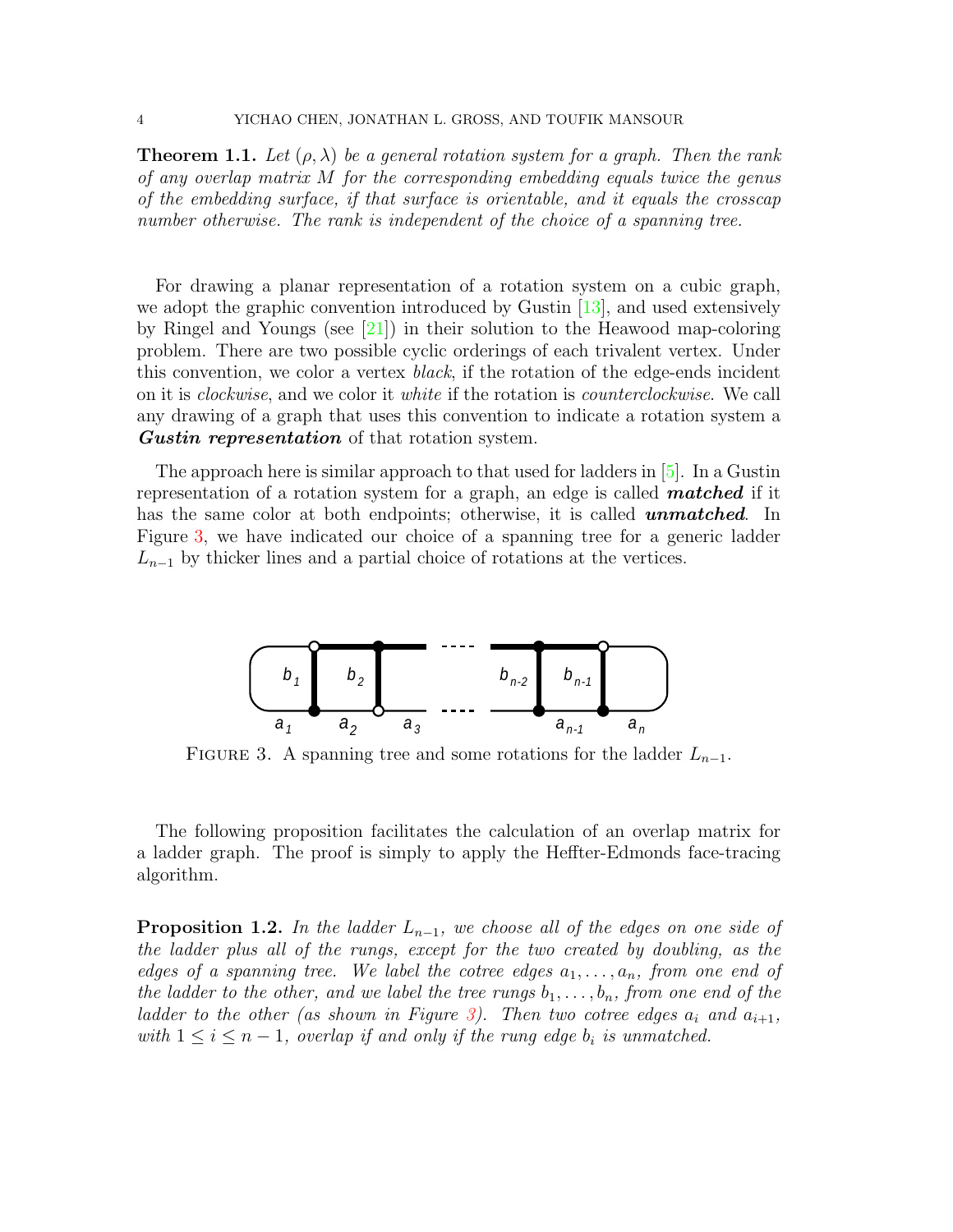**Theorem 1.1.** *Let $(\rho, \lambda)$ be a general rotation system for a graph. Then the rank of any overlap matrix $M$ for the corresponding embedding equals twice the genus of the embedding surface, if that surface is orientable, and it equals the crosscap number otherwise. The rank is independent of the choice of a spanning tree.*

For drawing a planar representation of a rotation system on a cubic graph, we adopt the graphic convention introduced by Gustin [13], and used extensively by Ringel and Youngs (see [21]) in their solution to the Heawood map-coloring problem. There are two possible cyclic orderings of each trivalent vertex. Under this convention, we color a vertex *black*, if the rotation of the edge-ends incident on it is *clockwise*, and we color it *white* if the rotation is *counterclockwise*. We call any drawing of a graph that uses this convention to indicate a rotation system a ***Gustin representation*** of that rotation system.

The approach here is similar approach to that used for ladders in [5]. In a Gustin representation of a rotation system for a graph, an edge is called ***matched*** if it has the same color at both endpoints; otherwise, it is called ***unmatched***. In Figure 3, we have indicated our choice of a spanning tree for a generic ladder $L_{n-1}$ by thicker lines and a partial choice of rotations at the vertices.

FIGURE 3. A spanning tree and some rotations for the ladder $L_{n-1}$.

The following proposition facilitates the calculation of an overlap matrix for a ladder graph. The proof is simply to apply the Heffter-Edmonds face-tracing algorithm.

**Proposition 1.2.** *In the ladder $L_{n-1}$, we choose all of the edges on one side of the ladder plus all of the rungs, except for the two created by doubling, as the edges of a spanning tree. We label the cotree edges $a_1, \ldots, a_n$, from one end of the ladder to the other, and we label the tree rungs $b_1, \ldots, b_n$, from one end of the ladder to the other (as shown in Figure 3). Then two cotree edges $a_i$ and $a_{i+1}$, with $1 \leq i \leq n-1$, overlap if and only if the rung edge $b_i$ is unmatched.*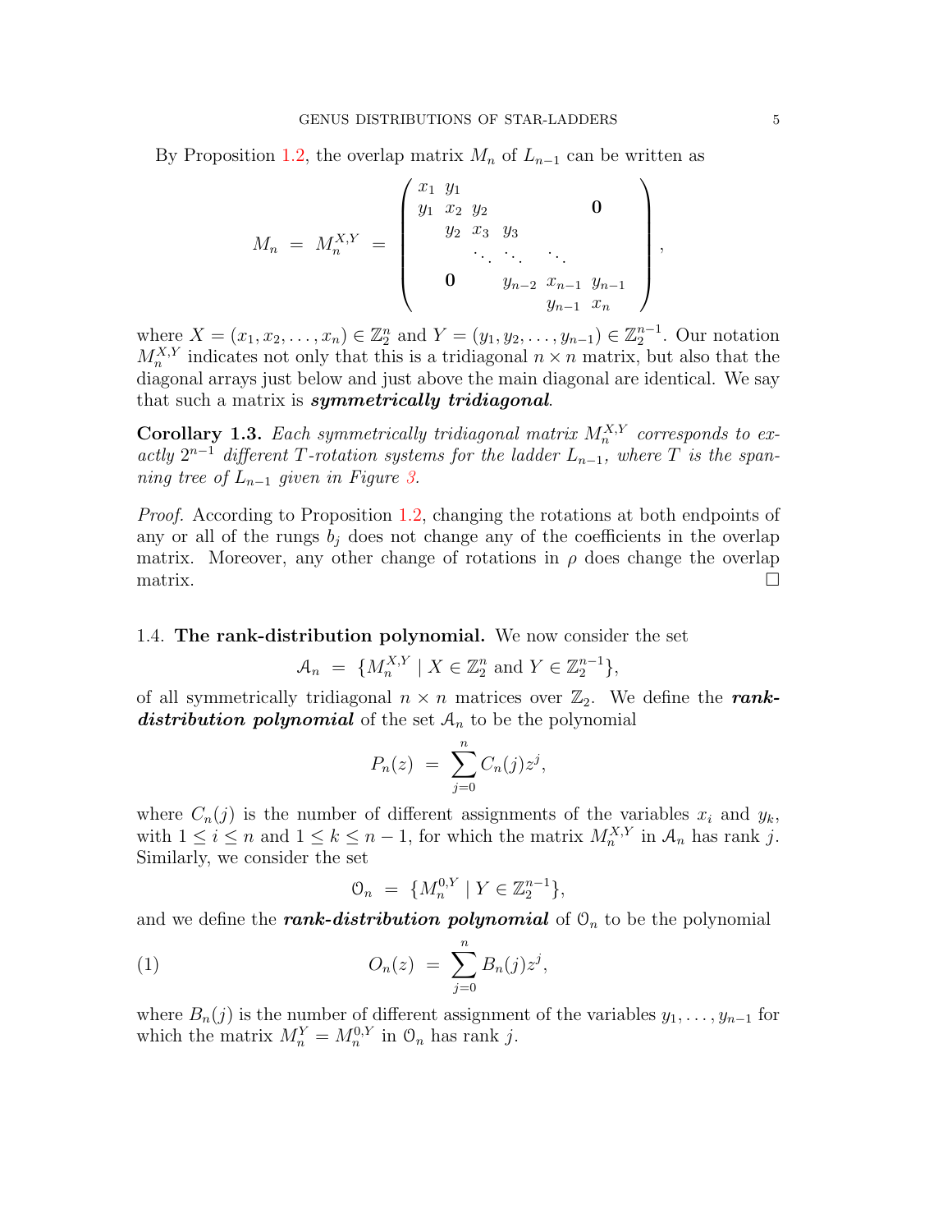By Proposition 1.2, the overlap matrix $M_n$ of $L_{n-1}$ can be written as

$$M_n \ = \ M_n^{X,Y} \ = \ \begin{pmatrix} x_1 & y_1 & & & & \\ y_1 & x_2 & y_2 & & \mathbf{0} & \\ & y_2 & x_3 & y_3 & & \\ & & \ddots & \ddots & \ddots & \\ & \mathbf{0} & & y_{n-2} & x_{n-1} & y_{n-1} \\ & & & & y_{n-1} & x_n \end{pmatrix},$$

where $X = (x_1, x_2, \ldots, x_n) \in \mathbb{Z}_2^n$ and $Y = (y_1, y_2, \ldots, y_{n-1}) \in \mathbb{Z}_2^{n-1}$. Our notation $M_n^{X,Y}$ indicates not only that this is a tridiagonal $n \times n$ matrix, but also that the diagonal arrays just below and just above the main diagonal are identical. We say that such a matrix is ***symmetrically tridiagonal***.

**Corollary 1.3.** *Each symmetrically tridiagonal matrix $M_n^{X,Y}$ corresponds to exactly $2^{n-1}$ different $T$-rotation systems for the ladder $L_{n-1}$, where $T$ is the spanning tree of $L_{n-1}$ given in Figure 3.*

*Proof.* According to Proposition 1.2, changing the rotations at both endpoints of any or all of the rungs $b_j$ does not change any of the coefficients in the overlap matrix. Moreover, any other change of rotations in $\rho$ does change the overlap matrix. □

1.4. **The rank-distribution polynomial.** We now consider the set

$$\mathcal{A}_n \ = \ \{M_n^{X,Y} \mid X \in \mathbb{Z}_2^n \text{ and } Y \in \mathbb{Z}_2^{n-1}\},$$

of all symmetrically tridiagonal $n \times n$ matrices over $\mathbb{Z}_2$. We define the ***rank-distribution polynomial*** of the set $\mathcal{A}_n$ to be the polynomial

$$P_n(z) \ = \ \sum_{j=0}^{n} C_n(j) z^j,$$

where $C_n(j)$ is the number of different assignments of the variables $x_i$ and $y_k$, with $1 \le i \le n$ and $1 \le k \le n-1$, for which the matrix $M_n^{X,Y}$ in $\mathcal{A}_n$ has rank $j$. Similarly, we consider the set

$$\mathcal{O}_n \ = \ \{M_n^{0,Y} \mid Y \in \mathbb{Z}_2^{n-1}\},$$

and we define the ***rank-distribution polynomial*** of $\mathcal{O}_n$ to be the polynomial

$$O_n(z) \ = \ \sum_{j=0}^{n} B_n(j) z^j, \tag{1}$$

where $B_n(j)$ is the number of different assignment of the variables $y_1, \ldots, y_{n-1}$ for which the matrix $M_n^Y = M_n^{0,Y}$ in $\mathcal{O}_n$ has rank $j$.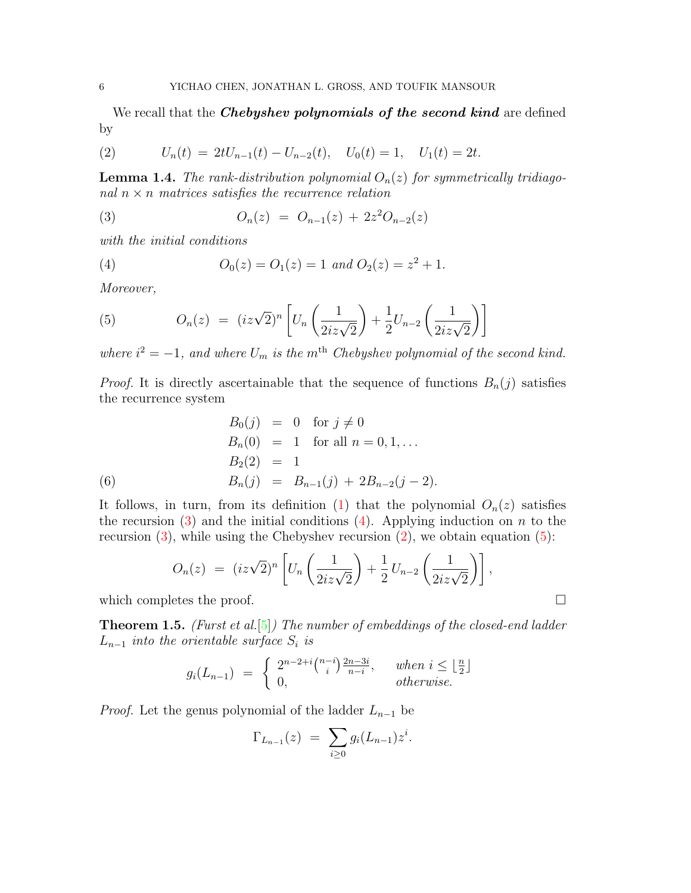We recall that the ***Chebyshev polynomials of the second kind*** are defined by

$$U_n(t) \;=\; 2tU_{n-1}(t) - U_{n-2}(t), \quad U_0(t) = 1, \quad U_1(t) = 2t. \tag{2}$$

**Lemma 1.4.** *The rank-distribution polynomial $O_n(z)$ for symmetrically tridiagonal $n \times n$ matrices satisfies the recurrence relation*

$$O_n(z) \;=\; O_{n-1}(z) \,+\, 2z^2 O_{n-2}(z) \tag{3}$$

*with the initial conditions*

$$O_0(z) = O_1(z) = 1 \text{ and } O_2(z) = z^2 + 1. \tag{4}$$

*Moreover,*

$$O_n(z) \;=\; (iz\sqrt{2})^n \left[ U_n\left(\frac{1}{2iz\sqrt{2}}\right) + \frac{1}{2} U_{n-2}\left(\frac{1}{2iz\sqrt{2}}\right)\right] \tag{5}$$

*where $i^2 = -1$, and where $U_m$ is the $m^{\text{th}}$ Chebyshev polynomial of the second kind.*

*Proof.* It is directly ascertainable that the sequence of functions $B_n(j)$ satisfies the recurrence system

$$\begin{aligned} B_0(j) &= 0 \quad \text{for } j \neq 0 \\ B_n(0) &= 1 \quad \text{for all } n = 0, 1, \ldots \\ B_2(2) &= 1 \\ B_n(j) &= B_{n-1}(j) \,+\, 2B_{n-2}(j-2). \end{aligned} \tag{6}$$

It follows, in turn, from its definition (1) that the polynomial $O_n(z)$ satisfies the recursion (3) and the initial conditions (4). Applying induction on $n$ to the recursion (3), while using the Chebyshev recursion (2), we obtain equation (5):

$$O_n(z) \;=\; (iz\sqrt{2})^n \left[ U_n\left(\frac{1}{2iz\sqrt{2}}\right) + \frac{1}{2}\, U_{n-2}\left(\frac{1}{2iz\sqrt{2}}\right)\right],$$

which completes the proof. □

**Theorem 1.5.** *(Furst et al.[5]) The number of embeddings of the closed-end ladder $L_{n-1}$ into the orientable surface $S_i$ is*

$$g_i(L_{n-1}) \;=\; \begin{cases} 2^{n-2+i}\binom{n-i}{i}\frac{2n-3i}{n-i}, & \text{when } i \leq \lfloor \frac{n}{2} \rfloor \\ 0, & \text{otherwise.} \end{cases}$$

*Proof.* Let the genus polynomial of the ladder $L_{n-1}$ be

$$\Gamma_{L_{n-1}}(z) \;=\; \sum_{i \geq 0} g_i(L_{n-1}) z^i.$$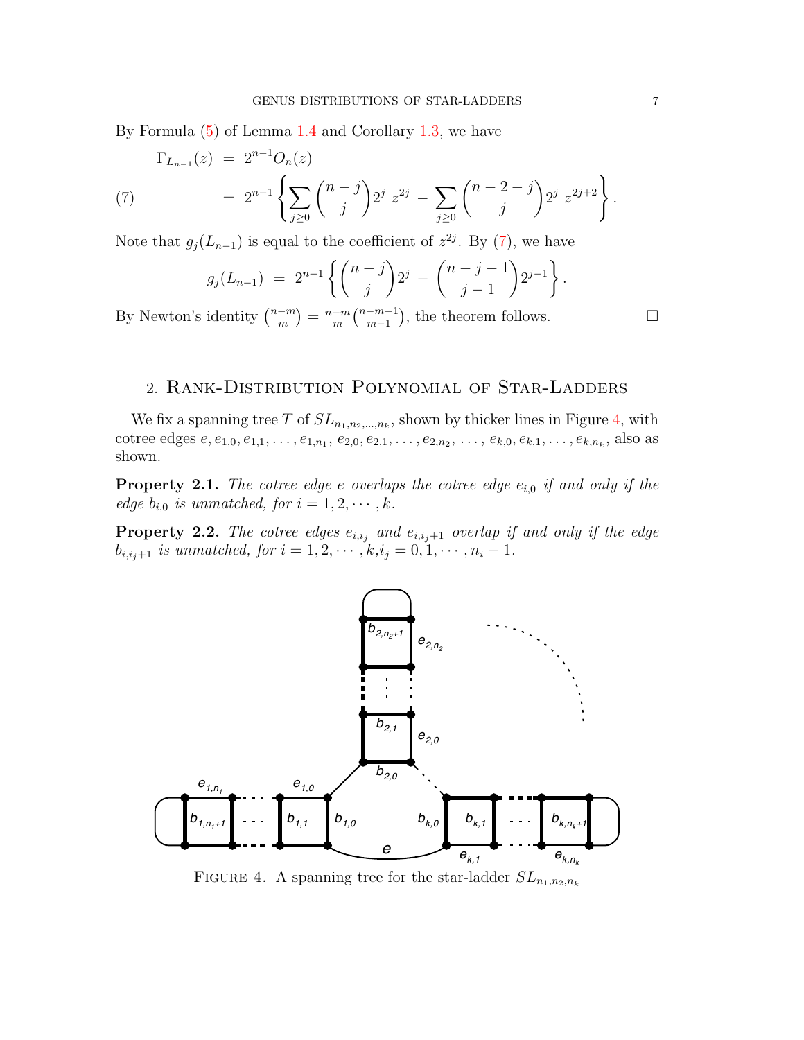By Formula (5) of Lemma 1.4 and Corollary 1.3, we have

$$
\begin{aligned}
\Gamma_{L_{n-1}}(z) &= 2^{n-1} O_n(z) \\
&= 2^{n-1} \left\{ \sum_{j \geq 0} \binom{n-j}{j} 2^j \, z^{2j} \; - \; \sum_{j \geq 0} \binom{n-2-j}{j} 2^j \, z^{2j+2} \right\}. \qquad (7)
\end{aligned}
$$

Note that $g_j(L_{n-1})$ is equal to the coefficient of $z^{2j}$. By (7), we have

$$
g_j(L_{n-1}) \;=\; 2^{n-1} \left\{ \binom{n-j}{j} 2^j \; - \; \binom{n-j-1}{j-1} 2^{j-1} \right\}.
$$

By Newton's identity $\binom{n-m}{m} = \frac{n-m}{m} \binom{n-m-1}{m-1}$, the theorem follows. $\square$

## 2. Rank-Distribution Polynomial of Star-Ladders

We fix a spanning tree $T$ of $SL_{n_1,n_2,\ldots,n_k}$, shown by thicker lines in Figure 4, with cotree edges $e, e_{1,0}, e_{1,1}, \ldots, e_{1,n_1}, e_{2,0}, e_{2,1}, \ldots, e_{2,n_2}, \ldots, e_{k,0}, e_{k,1}, \ldots, e_{k,n_k}$, also as shown.

**Property 2.1.** *The cotree edge $e$ overlaps the cotree edge $e_{i,0}$ if and only if the edge $b_{i,0}$ is unmatched, for $i = 1, 2, \cdots, k$.*

**Property 2.2.** *The cotree edges $e_{i,i_j}$ and $e_{i,i_j+1}$ overlap if and only if the edge $b_{i,i_j+1}$ is unmatched, for $i = 1, 2, \cdots, k, i_j = 0, 1, \cdots, n_i - 1$.*

Figure 4. A spanning tree for the star-ladder $SL_{n_1,n_2,n_k}$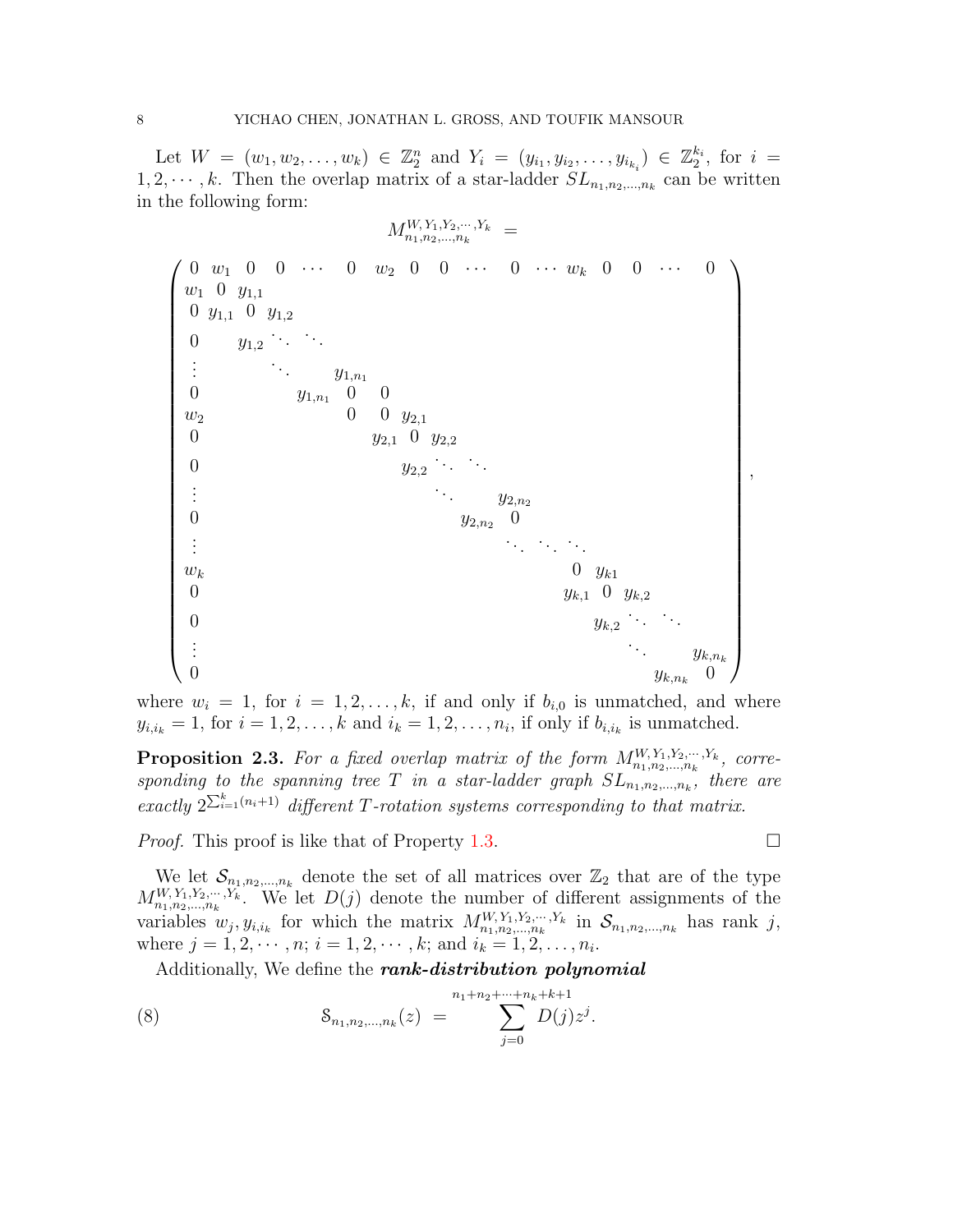Let $W = (w_1, w_2, \ldots, w_k) \in \mathbb{Z}_2^n$ and $Y_i = (y_{i_1}, y_{i_2}, \ldots, y_{i_{k_i}}) \in \mathbb{Z}_2^{k_i}$, for $i = 1, 2, \cdots, k$. Then the overlap matrix of a star-ladder $SL_{n_1,n_2,\ldots,n_k}$ can be written in the following form:

$$M_{n_1,n_2,\ldots,n_k}^{W,Y_1,Y_2,\cdots,Y_k} \;=$$

$$\begin{pmatrix}
0 & w_1 & 0 & 0 & \cdots & 0 & w_2 & 0 & 0 & \cdots & 0 & \cdots & w_k & 0 & 0 & \cdots & 0 \\
w_1 & 0 & y_{1,1} & & & & & & & & & & & & & & \\
0 & y_{1,1} & 0 & y_{1,2} & & & & & & & & & & & & & \\
0 & & y_{1,2} & \ddots & \ddots & & & & & & & & & & & & \\
\vdots & & & \ddots & & y_{1,n_1} & & & & & & & & & & & \\
0 & & & & y_{1,n_1} & 0 & 0 & & & & & & & & & & \\
w_2 & & & & & 0 & 0 & y_{2,1} & & & & & & & & & \\
0 & & & & & & y_{2,1} & 0 & y_{2,2} & & & & & & & & \\
0 & & & & & & & y_{2,2} & \ddots & \ddots & & & & & & & \\
\vdots & & & & & & & & \ddots & & y_{2,n_2} & & & & & & \\
0 & & & & & & & & & y_{2,n_2} & 0 & & & & & & \\
\vdots & & & & & & & & & & \ddots & \ddots & \ddots & & & & \\
w_k & & & & & & & & & & & & 0 & y_{k1} & & & \\
0 & & & & & & & & & & & & y_{k,1} & 0 & y_{k,2} & & \\
0 & & & & & & & & & & & & & y_{k,2} & \ddots & \ddots & \\
\vdots & & & & & & & & & & & & & & \ddots & & y_{k,n_k} \\
0 & & & & & & & & & & & & & & & y_{k,n_k} & 0
\end{pmatrix},$$

where $w_i = 1$, for $i = 1, 2, \ldots, k$, if and only if $b_{i,0}$ is unmatched, and where $y_{i,i_k} = 1$, for $i = 1, 2, \ldots, k$ and $i_k = 1, 2, \ldots, n_i$, if only if $b_{i,i_k}$ is unmatched.

**Proposition 2.3.** *For a fixed overlap matrix of the form $M_{n_1,n_2,\ldots,n_k}^{W,Y_1,Y_2,\cdots,Y_k}$, corresponding to the spanning tree $T$ in a star-ladder graph $SL_{n_1,n_2,\ldots,n_k}$, there are exactly $2^{\sum_{i=1}^{k}(n_i+1)}$ different $T$-rotation systems corresponding to that matrix.*

*Proof.* This proof is like that of Property 1.3. $\square$

We let $\mathcal{S}_{n_1,n_2,\ldots,n_k}$ denote the set of all matrices over $\mathbb{Z}_2$ that are of the type $M_{n_1,n_2,\ldots,n_k}^{W,Y_1,Y_2,\cdots,Y_k}$. We let $D(j)$ denote the number of different assignments of the variables $w_j, y_{i,i_k}$ for which the matrix $M_{n_1,n_2,\ldots,n_k}^{W,Y_1,Y_2,\cdots,Y_k}$ in $\mathcal{S}_{n_1,n_2,\ldots,n_k}$ has rank $j$, where $j = 1, 2, \cdots, n$; $i = 1, 2, \cdots, k$; and $i_k = 1, 2, \ldots, n_i$.

Additionally, We define the ***rank-distribution polynomial***

$$\mathcal{S}_{n_1,n_2,\ldots,n_k}(z) \;=\; \sum_{j=0}^{n_1+n_2+\cdots+n_k+k+1} D(j)z^j. \tag{8}$$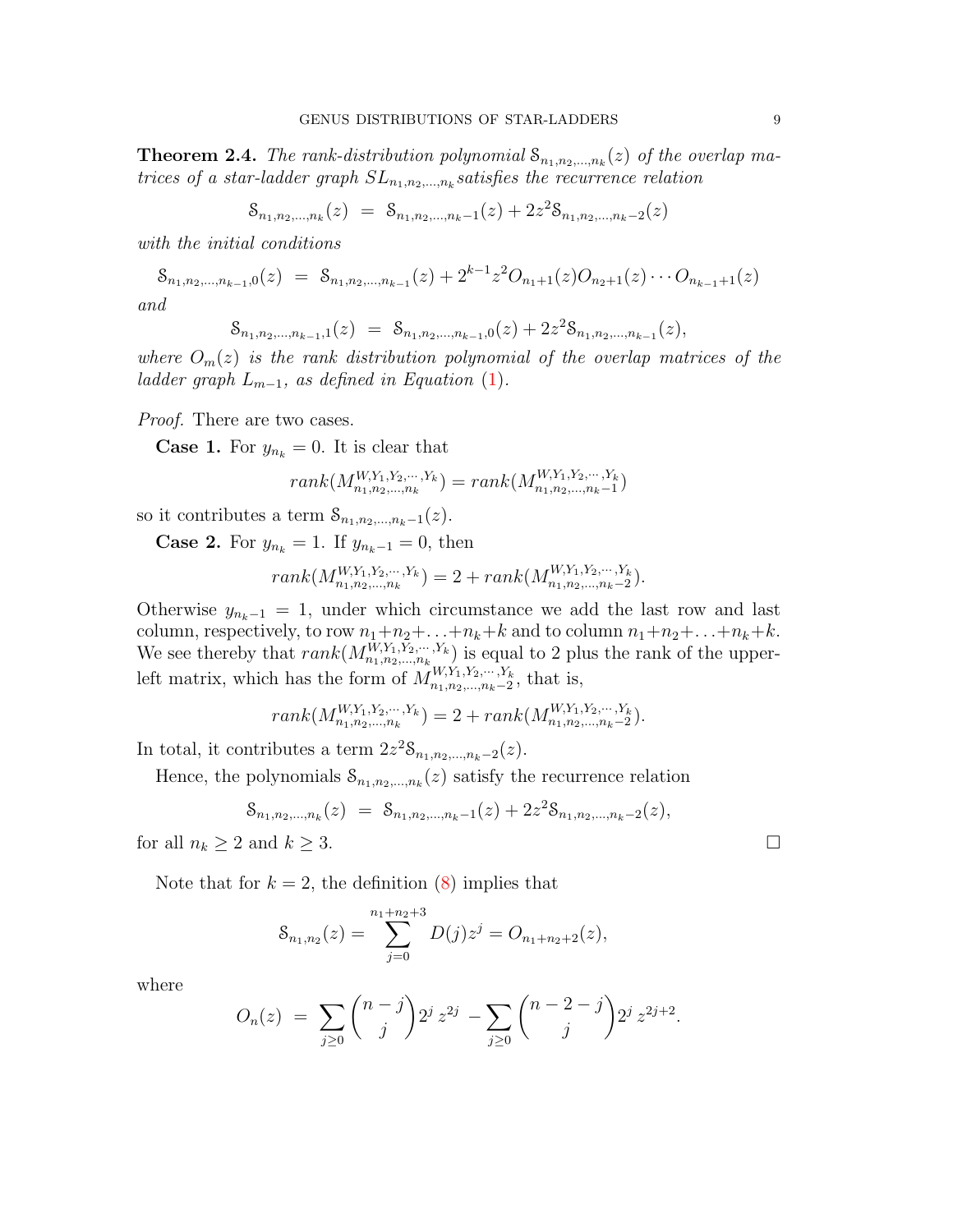**Theorem 2.4.** *The rank-distribution polynomial $\mathcal{S}_{n_1,n_2,\ldots,n_k}(z)$ of the overlap matrices of a star-ladder graph $SL_{n_1,n_2,\ldots,n_k}$ satisfies the recurrence relation*

$$\mathcal{S}_{n_1,n_2,\ldots,n_k}(z) \;=\; \mathcal{S}_{n_1,n_2,\ldots,n_k-1}(z) + 2z^2\mathcal{S}_{n_1,n_2,\ldots,n_k-2}(z)$$

*with the initial conditions*

$$\mathcal{S}_{n_1,n_2,\ldots,n_{k-1},0}(z) \;=\; \mathcal{S}_{n_1,n_2,\ldots,n_{k-1}}(z) + 2^{k-1}z^2 O_{n_1+1}(z)O_{n_2+1}(z)\cdots O_{n_{k-1}+1}(z)$$

*and*

$$\mathcal{S}_{n_1,n_2,\ldots,n_{k-1},1}(z) \;=\; \mathcal{S}_{n_1,n_2,\ldots,n_{k-1},0}(z) + 2z^2\mathcal{S}_{n_1,n_2,\ldots,n_{k-1}}(z),$$

*where $O_m(z)$ is the rank distribution polynomial of the overlap matrices of the ladder graph $L_{m-1}$, as defined in Equation (1).*

*Proof.* There are two cases.

**Case 1.** For $y_{n_k} = 0$. It is clear that

$$rank(M^{W,Y_1,Y_2,\cdots,Y_k}_{n_1,n_2,\ldots,n_k}) = rank(M^{W,Y_1,Y_2,\cdots,Y_k}_{n_1,n_2,\ldots,n_k-1})$$

so it contributes a term $\mathcal{S}_{n_1,n_2,\ldots,n_k-1}(z)$.

**Case 2.** For $y_{n_k} = 1$. If $y_{n_k-1} = 0$, then

$$rank(M^{W,Y_1,Y_2,\cdots,Y_k}_{n_1,n_2,\ldots,n_k}) = 2 + rank(M^{W,Y_1,Y_2,\cdots,Y_k}_{n_1,n_2,\ldots,n_k-2}).$$

Otherwise $y_{n_k-1} = 1$, under which circumstance we add the last row and last column, respectively, to row $n_1+n_2+\ldots+n_k+k$ and to column $n_1+n_2+\ldots+n_k+k$. We see thereby that $rank(M^{W,Y_1,Y_2,\cdots,Y_k}_{n_1,n_2,\ldots,n_k})$ is equal to 2 plus the rank of the upper-left matrix, which has the form of $M^{W,Y_1,Y_2,\cdots,Y_k}_{n_1,n_2,\ldots,n_k-2}$, that is,

$$rank(M^{W,Y_1,Y_2,\cdots,Y_k}_{n_1,n_2,\ldots,n_k}) = 2 + rank(M^{W,Y_1,Y_2,\cdots,Y_k}_{n_1,n_2,\ldots,n_k-2}).$$

In total, it contributes a term $2z^2\mathcal{S}_{n_1,n_2,\ldots,n_k-2}(z)$.

Hence, the polynomials $\mathcal{S}_{n_1,n_2,\ldots,n_k}(z)$ satisfy the recurrence relation

$$\mathcal{S}_{n_1,n_2,\ldots,n_k}(z) \;=\; \mathcal{S}_{n_1,n_2,\ldots,n_k-1}(z) + 2z^2\mathcal{S}_{n_1,n_2,\ldots,n_k-2}(z),$$

for all $n_k \geq 2$ and $k \geq 3$. $\square$

Note that for $k = 2$, the definition (8) implies that

$$\mathcal{S}_{n_1,n_2}(z) = \sum_{j=0}^{n_1+n_2+3} D(j)z^j = O_{n_1+n_2+2}(z),$$

where

$$O_n(z) \;=\; \sum_{j\geq 0}\binom{n-j}{j}2^j\,z^{2j} \;-\sum_{j\geq 0}\binom{n-2-j}{j}2^j\,z^{2j+2}.$$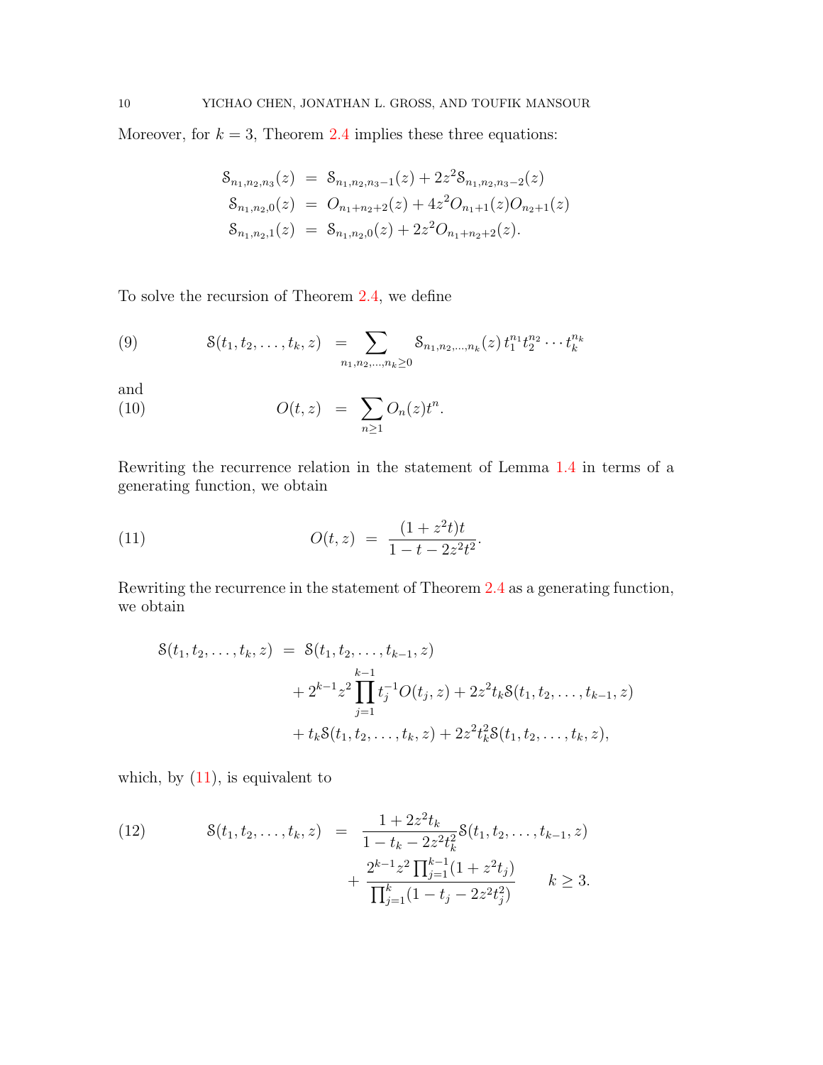Moreover, for $k = 3$, Theorem 2.4 implies these three equations:

$$
\begin{aligned}
\mathcal{S}_{n_1,n_2,n_3}(z) &= \mathcal{S}_{n_1,n_2,n_3-1}(z) + 2z^2\mathcal{S}_{n_1,n_2,n_3-2}(z) \\
\mathcal{S}_{n_1,n_2,0}(z) &= O_{n_1+n_2+2}(z) + 4z^2 O_{n_1+1}(z)O_{n_2+1}(z) \\
\mathcal{S}_{n_1,n_2,1}(z) &= \mathcal{S}_{n_1,n_2,0}(z) + 2z^2 O_{n_1+n_2+2}(z).
\end{aligned}
$$

To solve the recursion of Theorem 2.4, we define

$$
\mathcal{S}(t_1, t_2, \ldots, t_k, z) \;=\; \sum_{n_1,n_2,\ldots,n_k \geq 0} \mathcal{S}_{n_1,n_2,\ldots,n_k}(z)\, t_1^{n_1} t_2^{n_2} \cdots t_k^{n_k} \tag{9}
$$

and

$$
O(t, z) \;=\; \sum_{n \geq 1} O_n(z) t^n. \tag{10}
$$

Rewriting the recurrence relation in the statement of Lemma 1.4 in terms of a generating function, we obtain

$$
O(t, z) \;=\; \frac{(1 + z^2 t)t}{1 - t - 2z^2 t^2}. \tag{11}
$$

Rewriting the recurrence in the statement of Theorem 2.4 as a generating function, we obtain

$$
\begin{aligned}
\mathcal{S}(t_1, t_2, \ldots, t_k, z) \;=\; & \mathcal{S}(t_1, t_2, \ldots, t_{k-1}, z) \\
& + 2^{k-1} z^2 \prod_{j=1}^{k-1} t_j^{-1} O(t_j, z) + 2z^2 t_k \mathcal{S}(t_1, t_2, \ldots, t_{k-1}, z) \\
& + t_k \mathcal{S}(t_1, t_2, \ldots, t_k, z) + 2z^2 t_k^2 \mathcal{S}(t_1, t_2, \ldots, t_k, z),
\end{aligned}
$$

which, by (11), is equivalent to

$$
\begin{aligned}
\mathcal{S}(t_1, t_2, \ldots, t_k, z) \;=\; & \frac{1 + 2z^2 t_k}{1 - t_k - 2z^2 t_k^2} \mathcal{S}(t_1, t_2, \ldots, t_{k-1}, z) \\
& + \frac{2^{k-1} z^2 \prod_{j=1}^{k-1}(1 + z^2 t_j)}{\prod_{j=1}^{k}(1 - t_j - 2z^2 t_j^2)} \qquad k \geq 3.
\end{aligned} \tag{12}
$$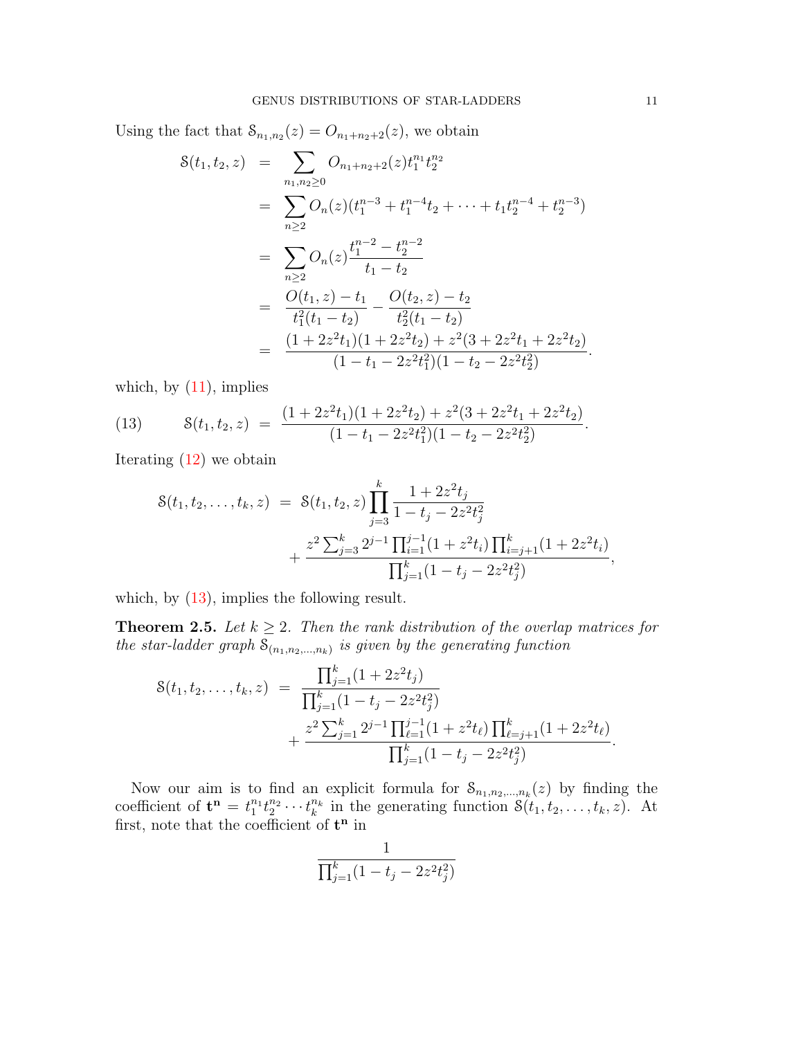Using the fact that $\mathcal{S}_{n_1,n_2}(z) = O_{n_1+n_2+2}(z)$, we obtain

$$
\begin{aligned}
\mathcal{S}(t_1,t_2,z) &= \sum_{n_1,n_2\geq 0} O_{n_1+n_2+2}(z) t_1^{n_1} t_2^{n_2} \\
&= \sum_{n\geq 2} O_n(z)(t_1^{n-3} + t_1^{n-4}t_2 + \cdots + t_1 t_2^{n-4} + t_2^{n-3}) \\
&= \sum_{n\geq 2} O_n(z) \frac{t_1^{n-2} - t_2^{n-2}}{t_1 - t_2} \\
&= \frac{O(t_1,z) - t_1}{t_1^2(t_1 - t_2)} - \frac{O(t_2,z) - t_2}{t_2^2(t_1 - t_2)} \\
&= \frac{(1+2z^2t_1)(1+2z^2t_2) + z^2(3 + 2z^2t_1 + 2z^2t_2)}{(1 - t_1 - 2z^2t_1^2)(1 - t_2 - 2z^2t_2^2)}.
\end{aligned}
$$

which, by (11), implies

$$
\mathcal{S}(t_1,t_2,z) = \frac{(1+2z^2t_1)(1+2z^2t_2) + z^2(3 + 2z^2t_1 + 2z^2t_2)}{(1 - t_1 - 2z^2t_1^2)(1 - t_2 - 2z^2t_2^2)}. \tag{13}
$$

Iterating (12) we obtain

$$
\begin{aligned}
\mathcal{S}(t_1,t_2,\ldots,t_k,z) &= \mathcal{S}(t_1,t_2,z) \prod_{j=3}^{k} \frac{1+2z^2t_j}{1 - t_j - 2z^2t_j^2} \\
&\quad + \frac{z^2 \sum_{j=3}^{k} 2^{j-1} \prod_{i=1}^{j-1}(1+z^2t_i) \prod_{i=j+1}^{k}(1+2z^2t_i)}{\prod_{j=1}^{k}(1 - t_j - 2z^2t_j^2)},
\end{aligned}
$$

which, by (13), implies the following result.

**Theorem 2.5.** *Let $k \geq 2$. Then the rank distribution of the overlap matrices for the star-ladder graph $\mathcal{S}_{(n_1,n_2,\ldots,n_k)}$ is given by the generating function*

$$
\begin{aligned}
\mathcal{S}(t_1,t_2,\ldots,t_k,z) &= \frac{\prod_{j=1}^{k}(1+2z^2t_j)}{\prod_{j=1}^{k}(1 - t_j - 2z^2t_j^2)} \\
&\quad + \frac{z^2 \sum_{j=1}^{k} 2^{j-1} \prod_{\ell=1}^{j-1}(1+z^2t_\ell) \prod_{\ell=j+1}^{k}(1+2z^2t_\ell)}{\prod_{j=1}^{k}(1 - t_j - 2z^2t_j^2)}.
\end{aligned}
$$

Now our aim is to find an explicit formula for $\mathcal{S}_{n_1,n_2,\ldots,n_k}(z)$ by finding the coefficient of $\mathbf{t}^{\mathbf{n}} = t_1^{n_1} t_2^{n_2} \cdots t_k^{n_k}$ in the generating function $\mathcal{S}(t_1,t_2,\ldots,t_k,z)$. At first, note that the coefficient of $\mathbf{t}^{\mathbf{n}}$ in

$$
\frac{1}{\prod_{j=1}^{k}(1 - t_j - 2z^2t_j^2)}
$$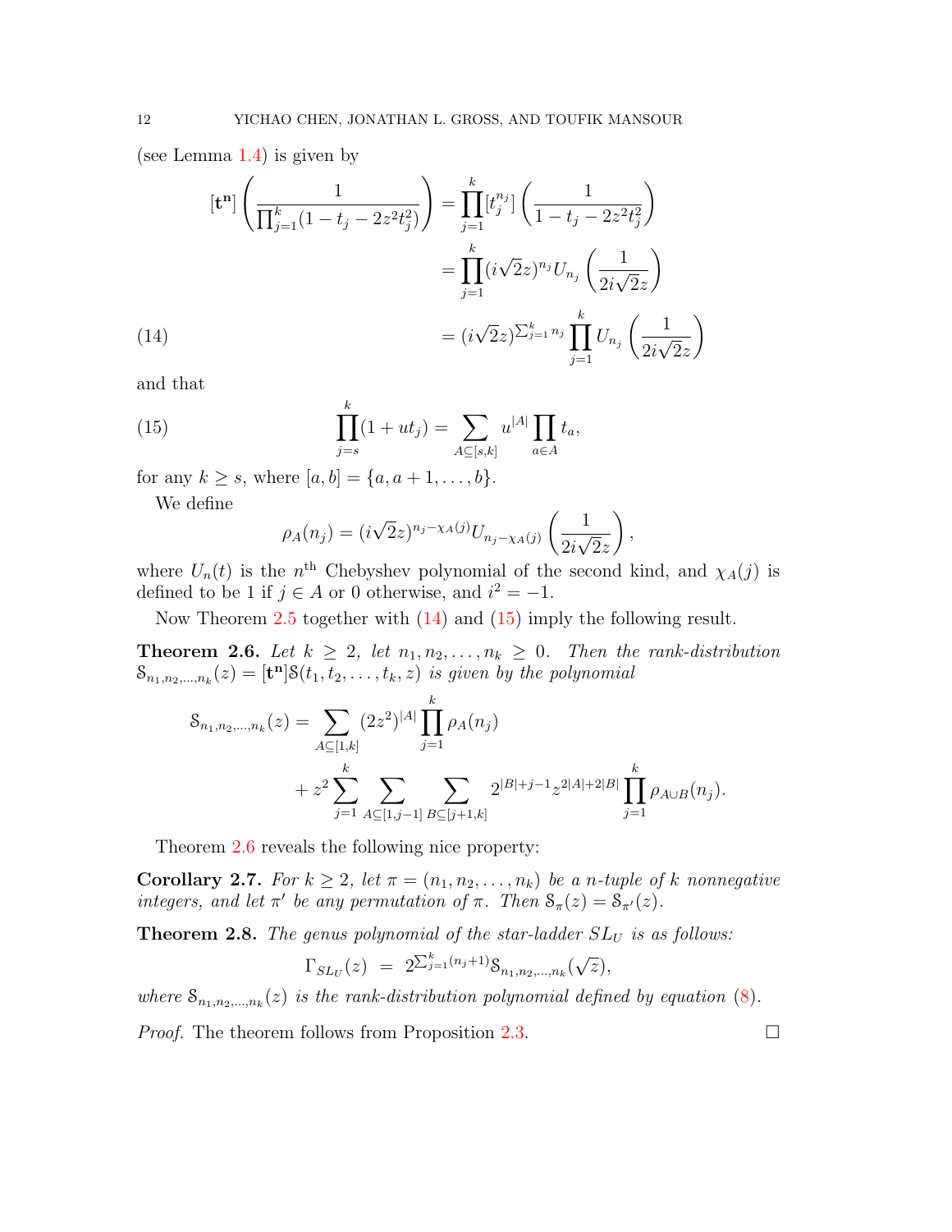(see Lemma 1.4) is given by

$$
\begin{aligned}
[\mathbf{t^n}]\left(\frac{1}{\prod_{j=1}^{k}(1-t_j-2z^2t_j^2)}\right) &= \prod_{j=1}^{k}[t_j^{n_j}]\left(\frac{1}{1-t_j-2z^2t_j^2}\right)\\
&= \prod_{j=1}^{k}(i\sqrt{2}z)^{n_j}U_{n_j}\left(\frac{1}{2i\sqrt{2}z}\right)\\
&= (i\sqrt{2}z)^{\sum_{j=1}^{k}n_j}\prod_{j=1}^{k}U_{n_j}\left(\frac{1}{2i\sqrt{2}z}\right) \qquad (14)
\end{aligned}
$$

and that

$$
\prod_{j=s}^{k}(1+ut_j) = \sum_{A\subseteq[s,k]} u^{|A|}\prod_{a\in A}t_a, \qquad (15)
$$

for any $k \geq s$, where $[a,b] = \{a, a+1, \ldots, b\}$.

We define

$$
\rho_A(n_j) = (i\sqrt{2}z)^{n_j-\chi_A(j)}U_{n_j-\chi_A(j)}\left(\frac{1}{2i\sqrt{2}z}\right),
$$

where $U_n(t)$ is the $n^{\text{th}}$ Chebyshev polynomial of the second kind, and $\chi_A(j)$ is defined to be 1 if $j \in A$ or 0 otherwise, and $i^2 = -1$.

Now Theorem 2.5 together with (14) and (15) imply the following result.

**Theorem 2.6.** *Let $k \geq 2$, let $n_1, n_2, \ldots, n_k \geq 0$. Then the rank-distribution $\mathcal{S}_{n_1,n_2,\ldots,n_k}(z) = [\mathbf{t^n}]\mathcal{S}(t_1, t_2, \ldots, t_k, z)$ is given by the polynomial*

$$
\begin{aligned}
\mathcal{S}_{n_1,n_2,\ldots,n_k}(z) &= \sum_{A\subseteq[1,k]}(2z^2)^{|A|}\prod_{j=1}^{k}\rho_A(n_j)\\
&\quad + z^2\sum_{j=1}^{k}\sum_{A\subseteq[1,j-1]}\sum_{B\subseteq[j+1,k]}2^{|B|+j-1}z^{2|A|+2|B|}\prod_{j=1}^{k}\rho_{A\cup B}(n_j).
\end{aligned}
$$

Theorem 2.6 reveals the following nice property:

**Corollary 2.7.** *For $k \geq 2$, let $\pi = (n_1, n_2, \ldots, n_k)$ be a n-tuple of $k$ nonnegative integers, and let $\pi'$ be any permutation of $\pi$. Then $\mathcal{S}_\pi(z) = \mathcal{S}_{\pi'}(z)$.*

**Theorem 2.8.** *The genus polynomial of the star-ladder $SL_U$ is as follows:*

$$
\Gamma_{SL_U}(z) \;=\; 2^{\sum_{j=1}^{k}(n_j+1)}\mathcal{S}_{n_1,n_2,\ldots,n_k}(\sqrt{z}),
$$

*where $\mathcal{S}_{n_1,n_2,\ldots,n_k}(z)$ is the rank-distribution polynomial defined by equation (8).*

*Proof.* The theorem follows from Proposition 2.3. □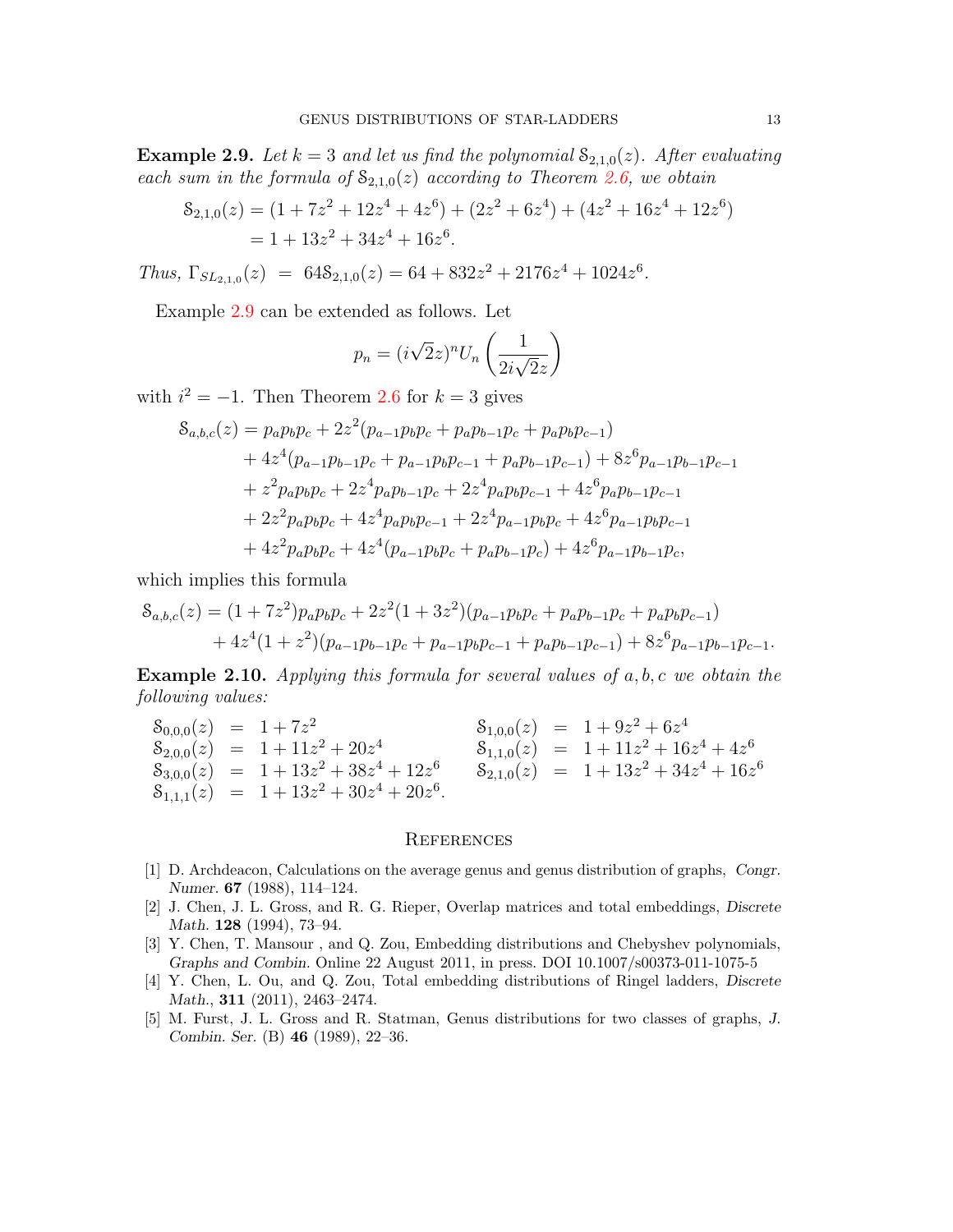**Example 2.9.** *Let $k = 3$ and let us find the polynomial $\mathcal{S}_{2,1,0}(z)$. After evaluating each sum in the formula of $\mathcal{S}_{2,1,0}(z)$ according to Theorem 2.6, we obtain*

$$\begin{aligned}\mathcal{S}_{2,1,0}(z) &= (1 + 7z^2 + 12z^4 + 4z^6) + (2z^2 + 6z^4) + (4z^2 + 16z^4 + 12z^6)\\ &= 1 + 13z^2 + 34z^4 + 16z^6.\end{aligned}$$

*Thus,* $\Gamma_{SL_{2,1,0}}(z) = 64\mathcal{S}_{2,1,0}(z) = 64 + 832z^2 + 2176z^4 + 1024z^6$.

Example 2.9 can be extended as follows. Let

$$p_n = (i\sqrt{2}z)^n U_n\left(\frac{1}{2i\sqrt{2}z}\right)$$

with $i^2 = -1$. Then Theorem 2.6 for $k = 3$ gives

$$\begin{aligned}\mathcal{S}_{a,b,c}(z) &= p_a p_b p_c + 2z^2(p_{a-1}p_b p_c + p_a p_{b-1} p_c + p_a p_b p_{c-1})\\ &\quad + 4z^4(p_{a-1}p_{b-1}p_c + p_{a-1}p_b p_{c-1} + p_a p_{b-1} p_{c-1}) + 8z^6 p_{a-1}p_{b-1}p_{c-1}\\ &\quad + z^2 p_a p_b p_c + 2z^4 p_a p_{b-1} p_c + 2z^4 p_a p_b p_{c-1} + 4z^6 p_a p_{b-1} p_{c-1}\\ &\quad + 2z^2 p_a p_b p_c + 4z^4 p_a p_b p_{c-1} + 2z^4 p_{a-1} p_b p_c + 4z^6 p_{a-1} p_b p_{c-1}\\ &\quad + 4z^2 p_a p_b p_c + 4z^4(p_{a-1}p_b p_c + p_a p_{b-1} p_c) + 4z^6 p_{a-1}p_{b-1}p_c,\end{aligned}$$

which implies this formula

$$\begin{aligned}\mathcal{S}_{a,b,c}(z) &= (1 + 7z^2)p_a p_b p_c + 2z^2(1 + 3z^2)(p_{a-1}p_b p_c + p_a p_{b-1} p_c + p_a p_b p_{c-1})\\ &\quad + 4z^4(1 + z^2)(p_{a-1}p_{b-1}p_c + p_{a-1}p_b p_{c-1} + p_a p_{b-1} p_{c-1}) + 8z^6 p_{a-1}p_{b-1}p_{c-1}.\end{aligned}$$

**Example 2.10.** *Applying this formula for several values of $a, b, c$ we obtain the following values:*

$$\begin{array}{lcllcl}
\mathcal{S}_{0,0,0}(z) & = & 1 + 7z^2 & \mathcal{S}_{1,0,0}(z) & = & 1 + 9z^2 + 6z^4\\
\mathcal{S}_{2,0,0}(z) & = & 1 + 11z^2 + 20z^4 & \mathcal{S}_{1,1,0}(z) & = & 1 + 11z^2 + 16z^4 + 4z^6\\
\mathcal{S}_{3,0,0}(z) & = & 1 + 13z^2 + 38z^4 + 12z^6 & \mathcal{S}_{2,1,0}(z) & = & 1 + 13z^2 + 34z^4 + 16z^6\\
\mathcal{S}_{1,1,1}(z) & = & 1 + 13z^2 + 30z^4 + 20z^6. & & &
\end{array}$$

## References

[1] D. Archdeacon, Calculations on the average genus and genus distribution of graphs, *Congr. Numer.* **67** (1988), 114–124.

[2] J. Chen, J. L. Gross, and R. G. Rieper, Overlap matrices and total embeddings, *Discrete Math.* **128** (1994), 73–94.

[3] Y. Chen, T. Mansour , and Q. Zou, Embedding distributions and Chebyshev polynomials, *Graphs and Combin.* Online 22 August 2011, in press. DOI 10.1007/s00373-011-1075-5

[4] Y. Chen, L. Ou, and Q. Zou, Total embedding distributions of Ringel ladders, *Discrete Math.*, **311** (2011), 2463–2474.

[5] M. Furst, J. L. Gross and R. Statman, Genus distributions for two classes of graphs, *J. Combin. Ser.* (B) **46** (1989), 22–36.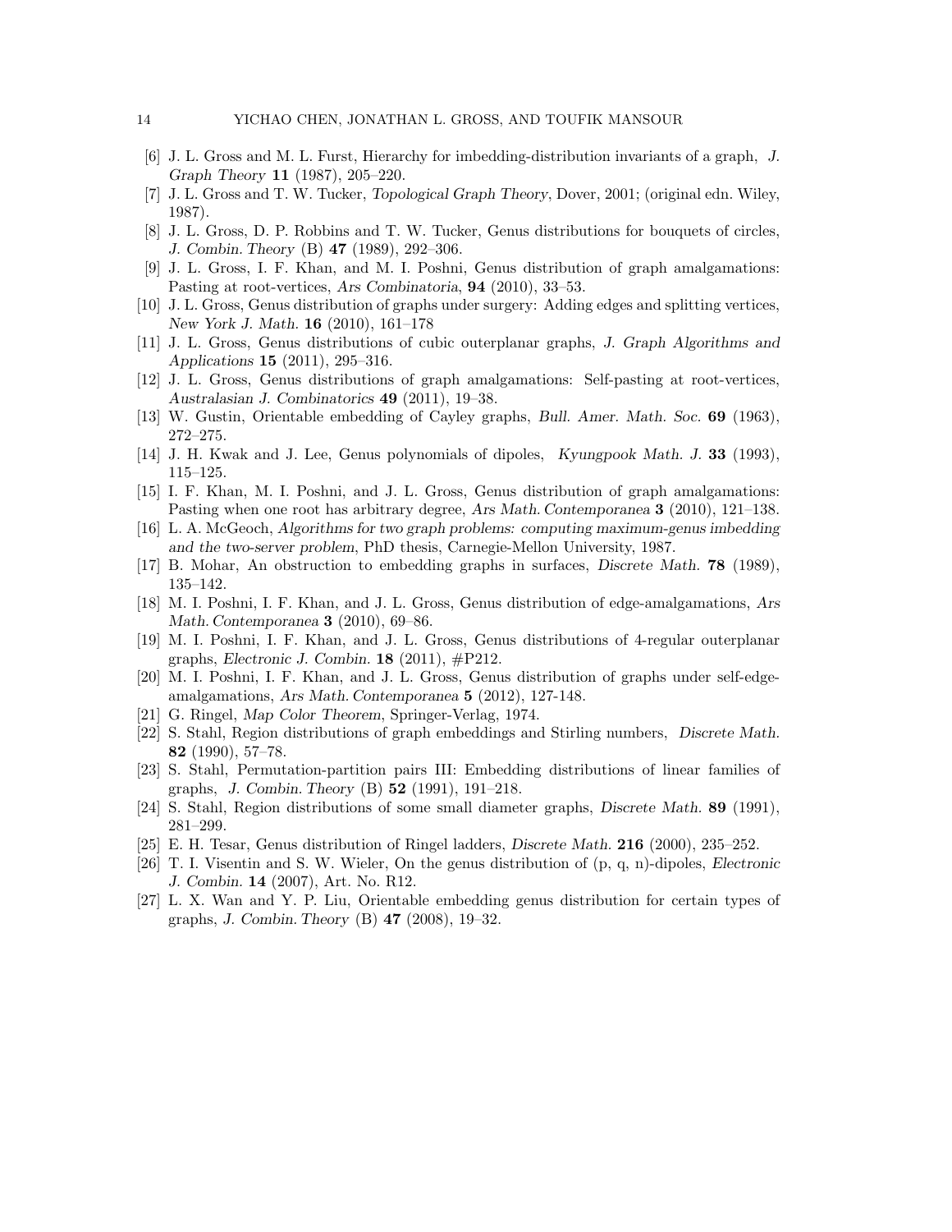[6] J. L. Gross and M. L. Furst, Hierarchy for imbedding-distribution invariants of a graph, *J. Graph Theory* **11** (1987), 205–220.

[7] J. L. Gross and T. W. Tucker, *Topological Graph Theory*, Dover, 2001; (original edn. Wiley, 1987).

[8] J. L. Gross, D. P. Robbins and T. W. Tucker, Genus distributions for bouquets of circles, *J. Combin. Theory* (B) **47** (1989), 292–306.

[9] J. L. Gross, I. F. Khan, and M. I. Poshni, Genus distribution of graph amalgamations: Pasting at root-vertices, *Ars Combinatoria*, **94** (2010), 33–53.

[10] J. L. Gross, Genus distribution of graphs under surgery: Adding edges and splitting vertices, *New York J. Math.* **16** (2010), 161–178

[11] J. L. Gross, Genus distributions of cubic outerplanar graphs, *J. Graph Algorithms and Applications* **15** (2011), 295–316.

[12] J. L. Gross, Genus distributions of graph amalgamations: Self-pasting at root-vertices, *Australasian J. Combinatorics* **49** (2011), 19–38.

[13] W. Gustin, Orientable embedding of Cayley graphs, *Bull. Amer. Math. Soc.* **69** (1963), 272–275.

[14] J. H. Kwak and J. Lee, Genus polynomials of dipoles, *Kyungpook Math. J.* **33** (1993), 115–125.

[15] I. F. Khan, M. I. Poshni, and J. L. Gross, Genus distribution of graph amalgamations: Pasting when one root has arbitrary degree, *Ars Math. Contemporanea* **3** (2010), 121–138.

[16] L. A. McGeoch, *Algorithms for two graph problems: computing maximum-genus imbedding and the two-server problem*, PhD thesis, Carnegie-Mellon University, 1987.

[17] B. Mohar, An obstruction to embedding graphs in surfaces, *Discrete Math.* **78** (1989), 135–142.

[18] M. I. Poshni, I. F. Khan, and J. L. Gross, Genus distribution of edge-amalgamations, *Ars Math. Contemporanea* **3** (2010), 69–86.

[19] M. I. Poshni, I. F. Khan, and J. L. Gross, Genus distributions of 4-regular outerplanar graphs, *Electronic J. Combin.* **18** (2011), #P212.

[20] M. I. Poshni, I. F. Khan, and J. L. Gross, Genus distribution of graphs under self-edge-amalgamations, *Ars Math. Contemporanea* **5** (2012), 127-148.

[21] G. Ringel, *Map Color Theorem*, Springer-Verlag, 1974.

[22] S. Stahl, Region distributions of graph embeddings and Stirling numbers, *Discrete Math.* **82** (1990), 57–78.

[23] S. Stahl, Permutation-partition pairs III: Embedding distributions of linear families of graphs, *J. Combin. Theory* (B) **52** (1991), 191–218.

[24] S. Stahl, Region distributions of some small diameter graphs, *Discrete Math.* **89** (1991), 281–299.

[25] E. H. Tesar, Genus distribution of Ringel ladders, *Discrete Math.* **216** (2000), 235–252.

[26] T. I. Visentin and S. W. Wieler, On the genus distribution of (p, q, n)-dipoles, *Electronic J. Combin.* **14** (2007), Art. No. R12.

[27] L. X. Wan and Y. P. Liu, Orientable embedding genus distribution for certain types of graphs, *J. Combin. Theory* (B) **47** (2008), 19–32.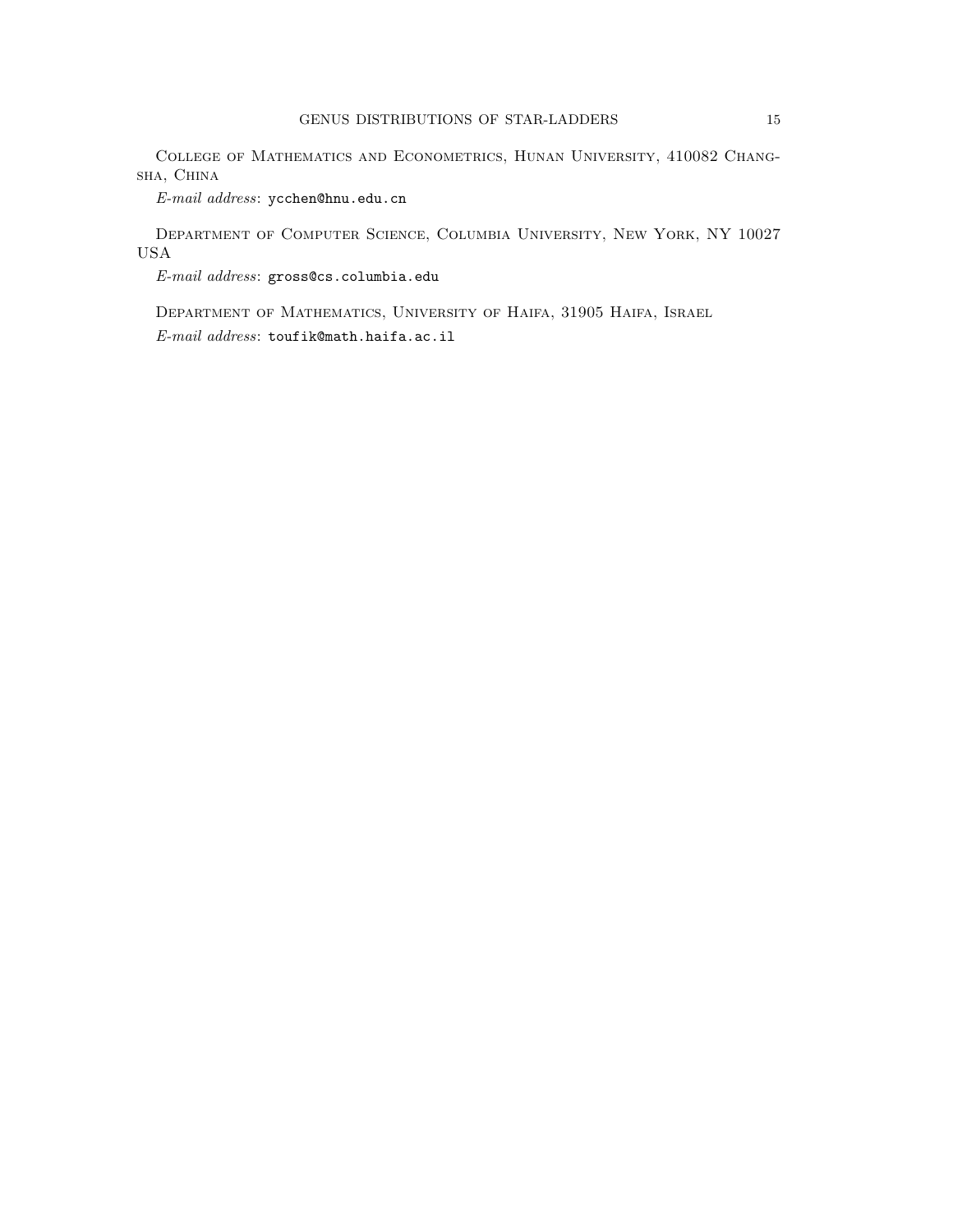College of Mathematics and Econometrics, Hunan University, 410082 Changsha, China

*E-mail address*: ycchen@hnu.edu.cn

Department of Computer Science, Columbia University, New York, NY 10027 USA

*E-mail address*: gross@cs.columbia.edu

Department of Mathematics, University of Haifa, 31905 Haifa, Israel

*E-mail address*: toufik@math.haifa.ac.il